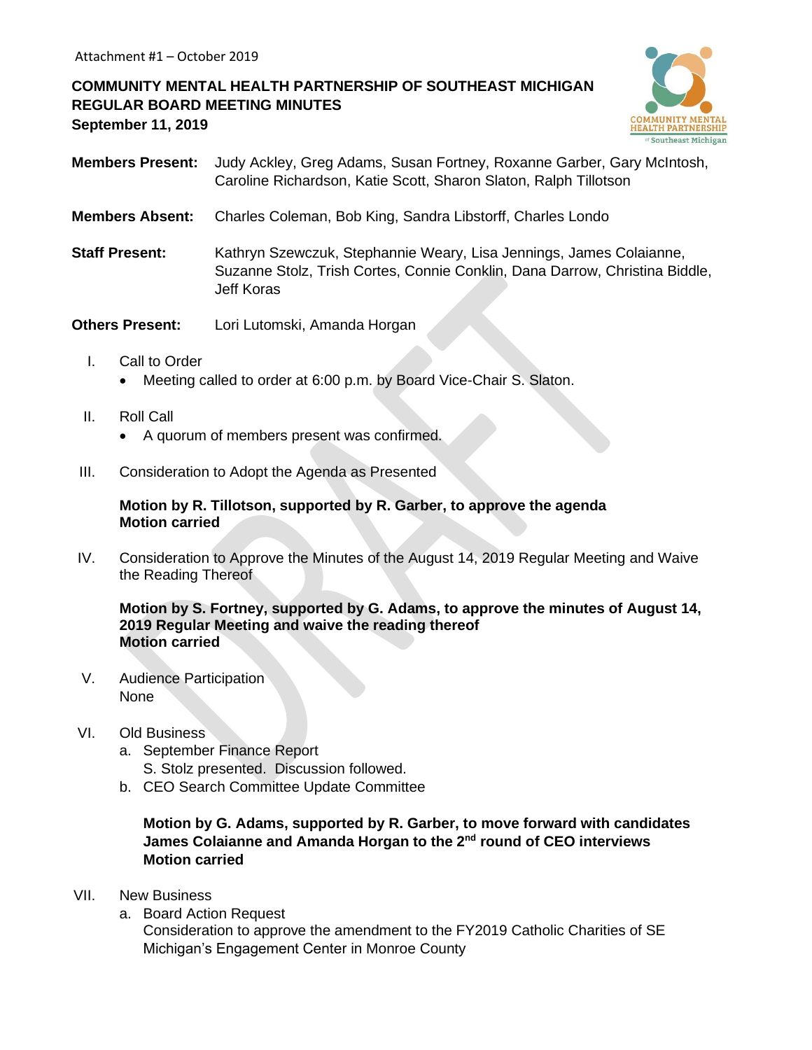Attachment #1 – October 2019

**COMMUNITY MENTAL HEALTH PARTNERSHIP OF SOUTHEAST MICHIGAN**
**REGULAR BOARD MEETING MINUTES**
**September 11, 2019**

**Members Present:** Judy Ackley, Greg Adams, Susan Fortney, Roxanne Garber, Gary McIntosh, Caroline Richardson, Katie Scott, Sharon Slaton, Ralph Tillotson

**Members Absent:** Charles Coleman, Bob King, Sandra Libstorff, Charles Londo

**Staff Present:** Kathryn Szewczuk, Stephannie Weary, Lisa Jennings, James Colaianne, Suzanne Stolz, Trish Cortes, Connie Conklin, Dana Darrow, Christina Biddle, Jeff Koras

**Others Present:** Lori Lutomski, Amanda Horgan

I. Call to Order
- Meeting called to order at 6:00 p.m. by Board Vice-Chair S. Slaton.

II. Roll Call
- A quorum of members present was confirmed.

III. Consideration to Adopt the Agenda as Presented

**Motion by R. Tillotson, supported by R. Garber, to approve the agenda**
**Motion carried**

IV. Consideration to Approve the Minutes of the August 14, 2019 Regular Meeting and Waive the Reading Thereof

**Motion by S. Fortney, supported by G. Adams, to approve the minutes of August 14, 2019 Regular Meeting and waive the reading thereof**
**Motion carried**

V. Audience Participation
None

VI. Old Business
a. September Finance Report
S. Stolz presented. Discussion followed.
b. CEO Search Committee Update Committee

**Motion by G. Adams, supported by R. Garber, to move forward with candidates James Colaianne and Amanda Horgan to the 2nd round of CEO interviews**
**Motion carried**

VII. New Business
a. Board Action Request
Consideration to approve the amendment to the FY2019 Catholic Charities of SE Michigan's Engagement Center in Monroe County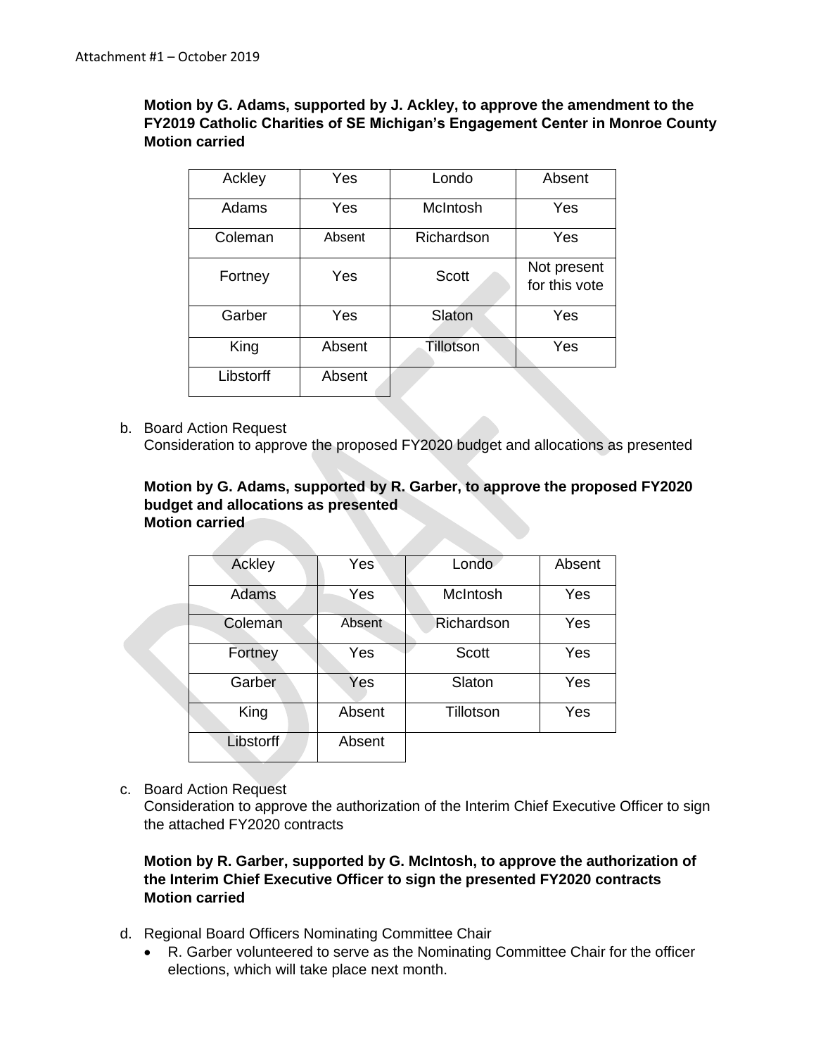Attachment #1 – October 2019

**Motion by G. Adams, supported by J. Ackley, to approve the amendment to the FY2019 Catholic Charities of SE Michigan's Engagement Center in Monroe County**
**Motion carried**

| Ackley | Yes | Londo | Absent |
|---|---|---|---|
| Adams | Yes | McIntosh | Yes |
| Coleman | Absent | Richardson | Yes |
| Fortney | Yes | Scott | Not present for this vote |
| Garber | Yes | Slaton | Yes |
| King | Absent | Tillotson | Yes |
| Libstorff | Absent | | |

b. Board Action Request
   Consideration to approve the proposed FY2020 budget and allocations as presented

   **Motion by G. Adams, supported by R. Garber, to approve the proposed FY2020 budget and allocations as presented**
   **Motion carried**

| Ackley | Yes | Londo | Absent |
|---|---|---|---|
| Adams | Yes | McIntosh | Yes |
| Coleman | Absent | Richardson | Yes |
| Fortney | Yes | Scott | Yes |
| Garber | Yes | Slaton | Yes |
| King | Absent | Tillotson | Yes |
| Libstorff | Absent | | |

c. Board Action Request
   Consideration to approve the authorization of the Interim Chief Executive Officer to sign the attached FY2020 contracts

   **Motion by R. Garber, supported by G. McIntosh, to approve the authorization of the Interim Chief Executive Officer to sign the presented FY2020 contracts**
   **Motion carried**

d. Regional Board Officers Nominating Committee Chair
   - R. Garber volunteered to serve as the Nominating Committee Chair for the officer elections, which will take place next month.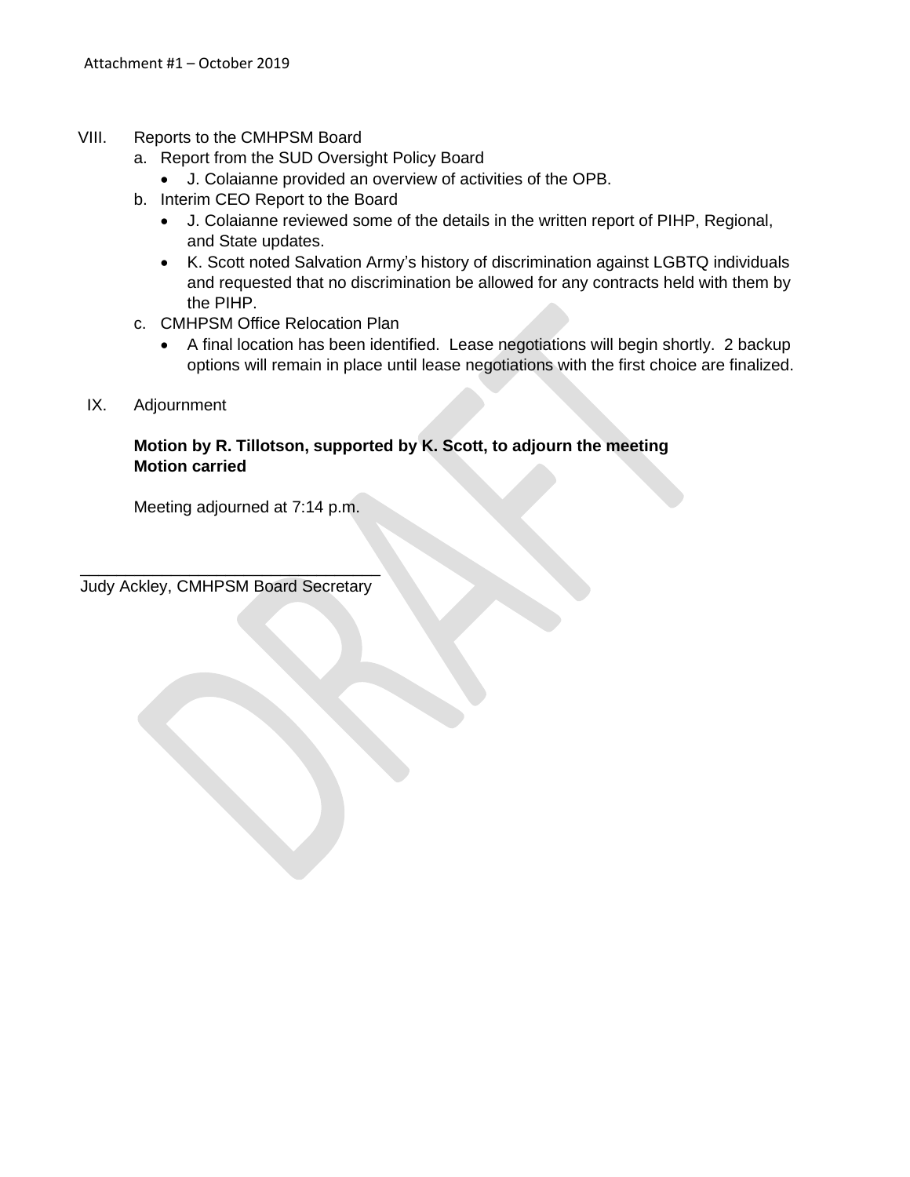VIII. Reports to the CMHPSM Board

a. Report from the SUD Oversight Policy Board
   - J. Colaianne provided an overview of activities of the OPB.

b. Interim CEO Report to the Board
   - J. Colaianne reviewed some of the details in the written report of PIHP, Regional, and State updates.
   - K. Scott noted Salvation Army's history of discrimination against LGBTQ individuals and requested that no discrimination be allowed for any contracts held with them by the PIHP.

c. CMHPSM Office Relocation Plan
   - A final location has been identified. Lease negotiations will begin shortly. 2 backup options will remain in place until lease negotiations with the first choice are finalized.

IX. Adjournment

**Motion by R. Tillotson, supported by K. Scott, to adjourn the meeting**
**Motion carried**

Meeting adjourned at 7:14 p.m.

\_\_\_\_\_\_\_\_\_\_\_\_\_\_\_\_\_\_\_\_\_\_\_\_\_\_\_\_\_\_\_\_\_

Judy Ackley, CMHPSM Board Secretary

DRAFT